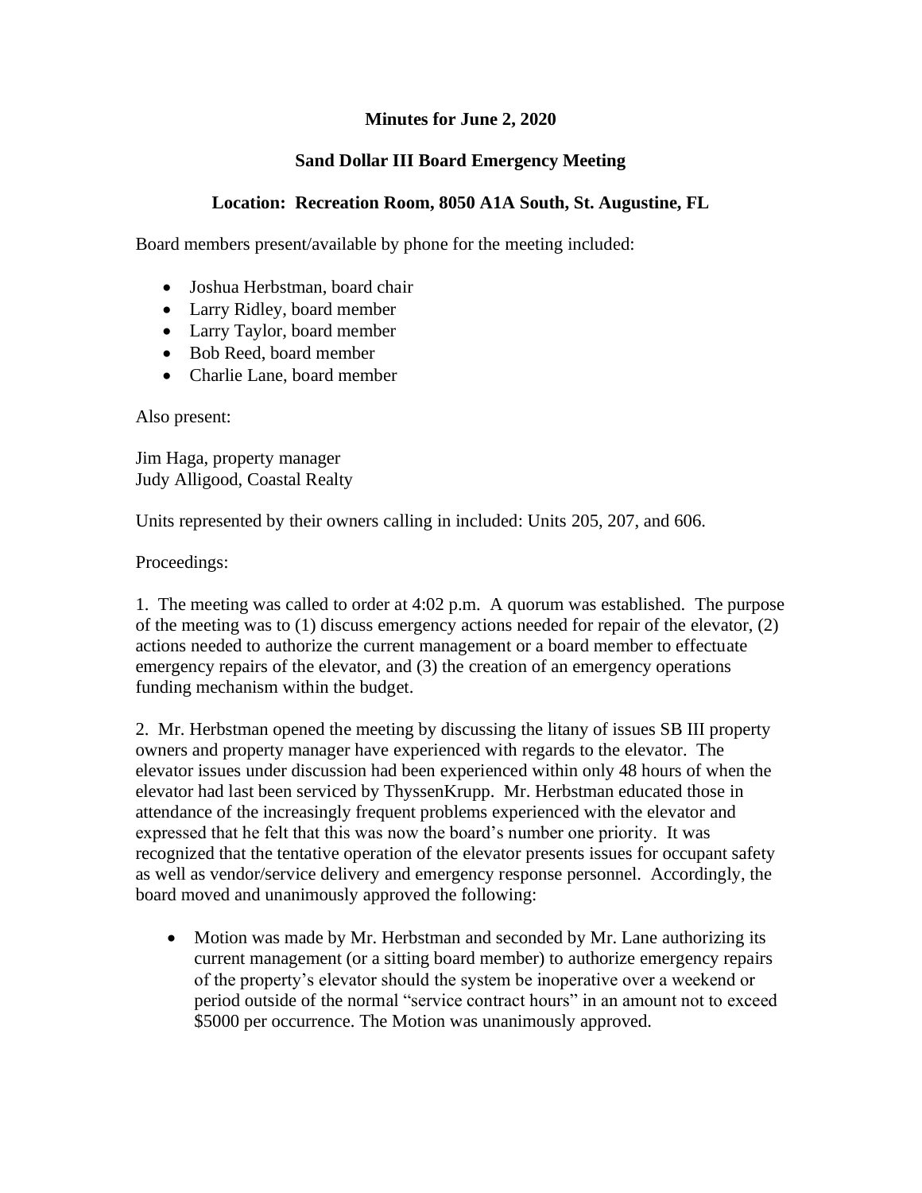**Minutes for June 2, 2020**

**Sand Dollar III Board Emergency Meeting**

**Location: Recreation Room, 8050 A1A South, St. Augustine, FL**

Board members present/available by phone for the meeting included:

- Joshua Herbstman, board chair
- Larry Ridley, board member
- Larry Taylor, board member
- Bob Reed, board member
- Charlie Lane, board member

Also present:

Jim Haga, property manager
Judy Alligood, Coastal Realty

Units represented by their owners calling in included: Units 205, 207, and 606.

Proceedings:

1. The meeting was called to order at 4:02 p.m. A quorum was established. The purpose of the meeting was to (1) discuss emergency actions needed for repair of the elevator, (2) actions needed to authorize the current management or a board member to effectuate emergency repairs of the elevator, and (3) the creation of an emergency operations funding mechanism within the budget.

2. Mr. Herbstman opened the meeting by discussing the litany of issues SB III property owners and property manager have experienced with regards to the elevator. The elevator issues under discussion had been experienced within only 48 hours of when the elevator had last been serviced by ThyssenKrupp. Mr. Herbstman educated those in attendance of the increasingly frequent problems experienced with the elevator and expressed that he felt that this was now the board's number one priority. It was recognized that the tentative operation of the elevator presents issues for occupant safety as well as vendor/service delivery and emergency response personnel. Accordingly, the board moved and unanimously approved the following:

- Motion was made by Mr. Herbstman and seconded by Mr. Lane authorizing its current management (or a sitting board member) to authorize emergency repairs of the property's elevator should the system be inoperative over a weekend or period outside of the normal "service contract hours" in an amount not to exceed $5000 per occurrence. The Motion was unanimously approved.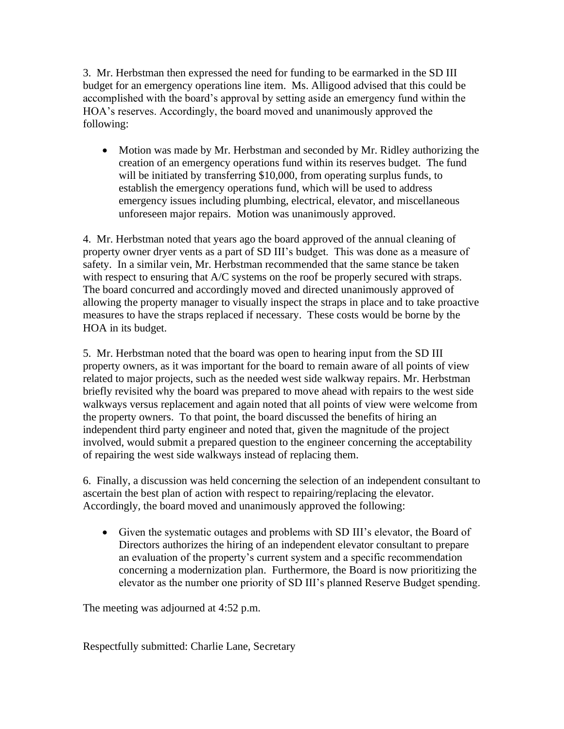3. Mr. Herbstman then expressed the need for funding to be earmarked in the SD III budget for an emergency operations line item. Ms. Alligood advised that this could be accomplished with the board's approval by setting aside an emergency fund within the HOA's reserves. Accordingly, the board moved and unanimously approved the following:

- Motion was made by Mr. Herbstman and seconded by Mr. Ridley authorizing the creation of an emergency operations fund within its reserves budget. The fund will be initiated by transferring $10,000, from operating surplus funds, to establish the emergency operations fund, which will be used to address emergency issues including plumbing, electrical, elevator, and miscellaneous unforeseen major repairs. Motion was unanimously approved.

4. Mr. Herbstman noted that years ago the board approved of the annual cleaning of property owner dryer vents as a part of SD III's budget. This was done as a measure of safety. In a similar vein, Mr. Herbstman recommended that the same stance be taken with respect to ensuring that A/C systems on the roof be properly secured with straps. The board concurred and accordingly moved and directed unanimously approved of allowing the property manager to visually inspect the straps in place and to take proactive measures to have the straps replaced if necessary. These costs would be borne by the HOA in its budget.

5. Mr. Herbstman noted that the board was open to hearing input from the SD III property owners, as it was important for the board to remain aware of all points of view related to major projects, such as the needed west side walkway repairs. Mr. Herbstman briefly revisited why the board was prepared to move ahead with repairs to the west side walkways versus replacement and again noted that all points of view were welcome from the property owners. To that point, the board discussed the benefits of hiring an independent third party engineer and noted that, given the magnitude of the project involved, would submit a prepared question to the engineer concerning the acceptability of repairing the west side walkways instead of replacing them.

6. Finally, a discussion was held concerning the selection of an independent consultant to ascertain the best plan of action with respect to repairing/replacing the elevator. Accordingly, the board moved and unanimously approved the following:

- Given the systematic outages and problems with SD III's elevator, the Board of Directors authorizes the hiring of an independent elevator consultant to prepare an evaluation of the property's current system and a specific recommendation concerning a modernization plan. Furthermore, the Board is now prioritizing the elevator as the number one priority of SD III's planned Reserve Budget spending.

The meeting was adjourned at 4:52 p.m.

Respectfully submitted: Charlie Lane, Secretary